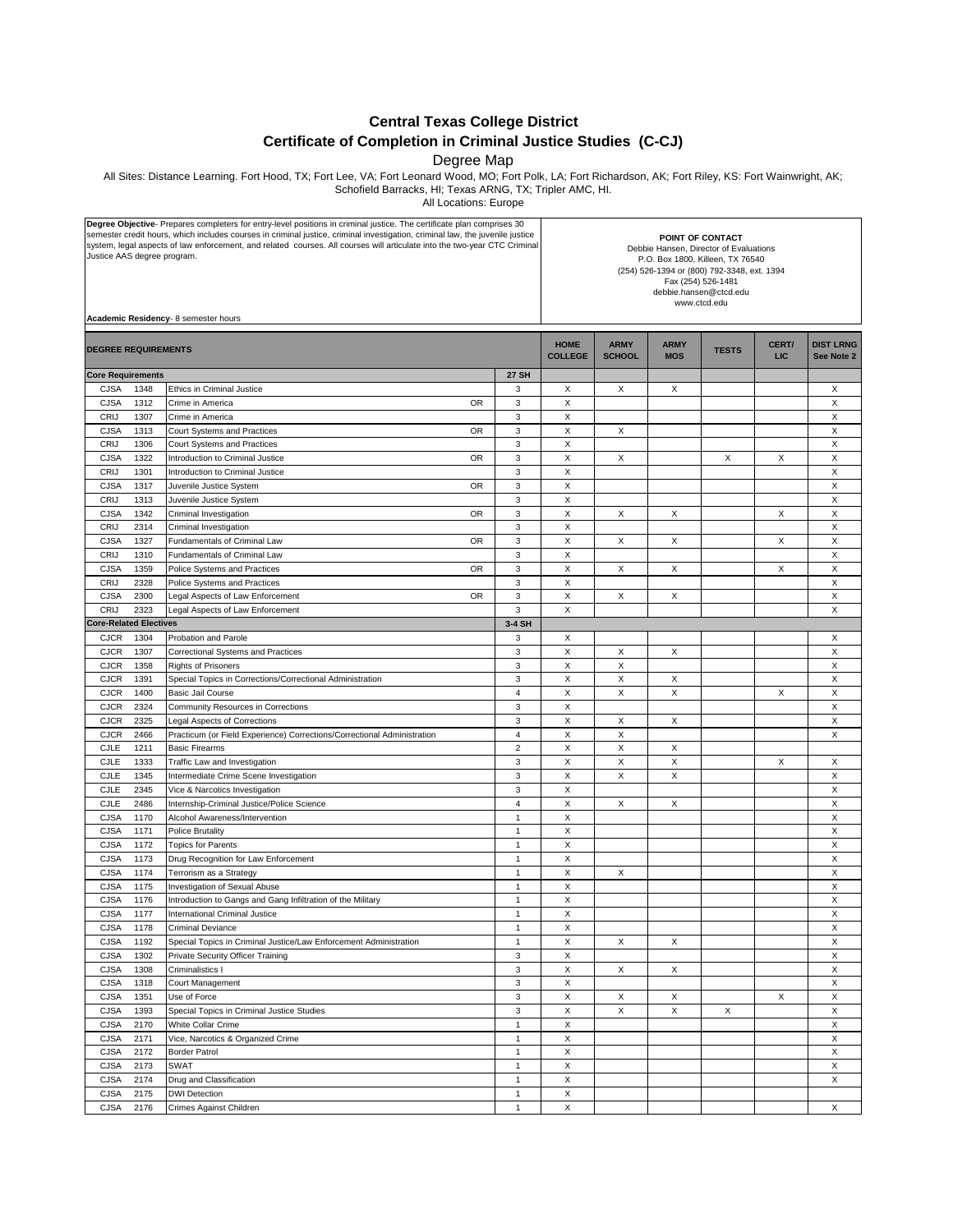# Central Texas College District

## Certificate of Completion in Criminal Justice Studies (C-CJ)

Degree Map

All Sites: Distance Learning. Fort Hood, TX; Fort Lee, VA; Fort Leonard Wood, MO; Fort Polk, LA; Fort Richardson, AK; Fort Riley, KS: Fort Wainwright, AK; Schofield Barracks, HI; Texas ARNG, TX; Tripler AMC, HI.

All Locations: Europe

**Degree Objective**- Prepares completers for entry-level positions in criminal justice. The certificate plan comprises 30 semester credit hours, which includes courses in criminal justice, criminal investigation, criminal law, the juvenile justice system, legal aspects of law enforcement, and related courses. All courses will articulate into the two-year CTC Criminal Justice AAS degree program.

**Academic Residency**- 8 semester hours

**POINT OF CONTACT**
Debbie Hansen, Director of Evaluations
P.O. Box 1800, Killeen, TX 76540
(254) 526-1394 or (800) 792-3348, ext. 1394
Fax (254) 526-1481
debbie.hansen@ctcd.edu
www.ctcd.edu

| DEGREE REQUIREMENTS | | | | | HOME COLLEGE | ARMY SCHOOL | ARMY MOS | TESTS | CERT/ LIC | DIST LRNG See Note 2 |
|---|---|---|---|---|---|---|---|---|---|---|
| **Core Requirements** | | | | **27 SH** | | | | | | |
| CJSA | 1348 | Ethics in Criminal Justice | | 3 | X | X | X | | | X |
| CJSA | 1312 | Crime in America | OR | 3 | X | | | | | X |
| CRIJ | 1307 | Crime in America | | 3 | X | | | | | X |
| CJSA | 1313 | Court Systems and Practices | OR | 3 | X | X | | | | X |
| CRIJ | 1306 | Court Systems and Practices | | 3 | X | | | | | X |
| CJSA | 1322 | Introduction to Criminal Justice | OR | 3 | X | X | | X | X | X |
| CRIJ | 1301 | Introduction to Criminal Justice | | 3 | X | | | | | X |
| CJSA | 1317 | Juvenile Justice System | OR | 3 | X | | | | | X |
| CRIJ | 1313 | Juvenile Justice System | | 3 | X | | | | | X |
| CJSA | 1342 | Criminal Investigation | OR | 3 | X | X | X | | X | X |
| CRIJ | 2314 | Criminal Investigation | | 3 | X | | | | | X |
| CJSA | 1327 | Fundamentals of Criminal Law | OR | 3 | X | X | X | | X | X |
| CRIJ | 1310 | Fundamentals of Criminal Law | | 3 | X | | | | | X |
| CJSA | 1359 | Police Systems and Practices | OR | 3 | X | X | X | | X | X |
| CRIJ | 2328 | Police Systems and Practices | | 3 | X | | | | | X |
| CJSA | 2300 | Legal Aspects of Law Enforcement | OR | 3 | X | X | X | | | X |
| CRIJ | 2323 | Legal Aspects of Law Enforcement | | 3 | X | | | | | X |
| **Core-Related Electives** | | | | **3-4 SH** | | | | | | |
| CJCR | 1304 | Probation and Parole | | 3 | X | | | | | X |
| CJCR | 1307 | Correctional Systems and Practices | | 3 | X | X | X | | | X |
| CJCR | 1358 | Rights of Prisoners | | 3 | X | X | | | | X |
| CJCR | 1391 | Special Topics in Corrections/Correctional Administration | | 3 | X | X | X | | | X |
| CJCR | 1400 | Basic Jail Course | | 4 | X | X | X | | X | X |
| CJCR | 2324 | Community Resources in Corrections | | 3 | X | | | | | X |
| CJCR | 2325 | Legal Aspects of Corrections | | 3 | X | X | X | | | X |
| CJCR | 2466 | Practicum (or Field Experience) Corrections/Correctional Administration | | 4 | X | X | | | | X |
| CJLE | 1211 | Basic Firearms | | 2 | X | X | X | | | |
| CJLE | 1333 | Traffic Law and Investigation | | 3 | X | X | X | | X | X |
| CJLE | 1345 | Intermediate Crime Scene Investigation | | 3 | X | X | X | | | X |
| CJLE | 2345 | Vice & Narcotics Investigation | | 3 | X | | | | | X |
| CJLE | 2486 | Internship-Criminal Justice/Police Science | | 4 | X | X | X | | | X |
| CJSA | 1170 | Alcohol Awareness/Intervention | | 1 | X | | | | | X |
| CJSA | 1171 | Police Brutality | | 1 | X | | | | | X |
| CJSA | 1172 | Topics for Parents | | 1 | X | | | | | X |
| CJSA | 1173 | Drug Recognition for Law Enforcement | | 1 | X | | | | | X |
| CJSA | 1174 | Terrorism as a Strategy | | 1 | X | X | | | | X |
| CJSA | 1175 | Investigation of Sexual Abuse | | 1 | X | | | | | X |
| CJSA | 1176 | Introduction to Gangs and Gang Infiltration of the Military | | 1 | X | | | | | X |
| CJSA | 1177 | International Criminal Justice | | 1 | X | | | | | X |
| CJSA | 1178 | Criminal Deviance | | 1 | X | | | | | X |
| CJSA | 1192 | Special Topics in Criminal Justice/Law Enforcement Administration | | 1 | X | X | X | | | X |
| CJSA | 1302 | Private Security Officer Training | | 3 | X | | | | | X |
| CJSA | 1308 | Criminalistics I | | 3 | X | X | X | | | X |
| CJSA | 1318 | Court Management | | 3 | X | | | | | X |
| CJSA | 1351 | Use of Force | | 3 | X | X | X | | X | X |
| CJSA | 1393 | Special Topics in Criminal Justice Studies | | 3 | X | X | X | X | | X |
| CJSA | 2170 | White Collar Crime | | 1 | X | | | | | X |
| CJSA | 2171 | Vice, Narcotics & Organized Crime | | 1 | X | | | | | X |
| CJSA | 2172 | Border Patrol | | 1 | X | | | | | X |
| CJSA | 2173 | SWAT | | 1 | X | | | | | X |
| CJSA | 2174 | Drug and Classification | | 1 | X | | | | | X |
| CJSA | 2175 | DWI Detection | | 1 | X | | | | | |
| CJSA | 2176 | Crimes Against Children | | 1 | X | | | | | X |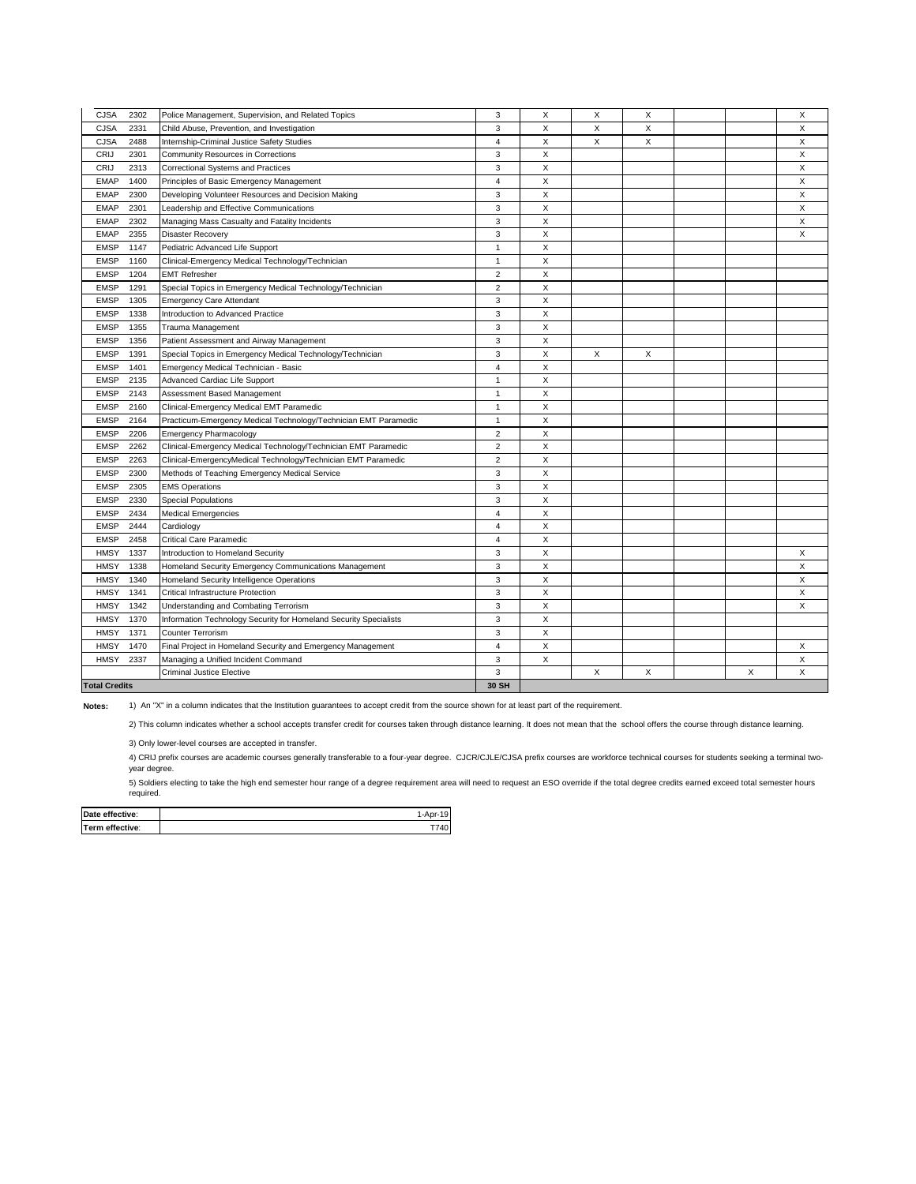| | | | | | | | | | |
|---|---|---|---|---|---|---|---|---|---|
| CJSA | 2302 | Police Management, Supervision, and Related Topics | 3 | X | X | X | | | X |
| CJSA | 2331 | Child Abuse, Prevention, and Investigation | 3 | X | X | X | | | X |
| CJSA | 2488 | Internship-Criminal Justice Safety Studies | 4 | X | X | X | | | X |
| CRIJ | 2301 | Community Resources in Corrections | 3 | X | | | | | X |
| CRIJ | 2313 | Correctional Systems and Practices | 3 | X | | | | | X |
| EMAP | 1400 | Principles of Basic Emergency Management | 4 | X | | | | | X |
| EMAP | 2300 | Developing Volunteer Resources and Decision Making | 3 | X | | | | | X |
| EMAP | 2301 | Leadership and Effective Communications | 3 | X | | | | | X |
| EMAP | 2302 | Managing Mass Casualty and Fatality Incidents | 3 | X | | | | | X |
| EMAP | 2355 | Disaster Recovery | 3 | X | | | | | X |
| EMSP | 1147 | Pediatric Advanced Life Support | 1 | X | | | | | |
| EMSP | 1160 | Clinical-Emergency Medical Technology/Technician | 1 | X | | | | | |
| EMSP | 1204 | EMT Refresher | 2 | X | | | | | |
| EMSP | 1291 | Special Topics in Emergency Medical Technology/Technician | 2 | X | | | | | |
| EMSP | 1305 | Emergency Care Attendant | 3 | X | | | | | |
| EMSP | 1338 | Introduction to Advanced Practice | 3 | X | | | | | |
| EMSP | 1355 | Trauma Management | 3 | X | | | | | |
| EMSP | 1356 | Patient Assessment and Airway Management | 3 | X | | | | | |
| EMSP | 1391 | Special Topics in Emergency Medical Technology/Technician | 3 | X | X | X | | | |
| EMSP | 1401 | Emergency Medical Technician - Basic | 4 | X | | | | | |
| EMSP | 2135 | Advanced Cardiac Life Support | 1 | X | | | | | |
| EMSP | 2143 | Assessment Based Management | 1 | X | | | | | |
| EMSP | 2160 | Clinical-Emergency Medical EMT Paramedic | 1 | X | | | | | |
| EMSP | 2164 | Practicum-Emergency Medical Technology/Technician EMT Paramedic | 1 | X | | | | | |
| EMSP | 2206 | Emergency Pharmacology | 2 | X | | | | | |
| EMSP | 2262 | Clinical-Emergency Medical Technology/Technician EMT Paramedic | 2 | X | | | | | |
| EMSP | 2263 | Clinical-EmergencyMedical Technology/Technician EMT Paramedic | 2 | X | | | | | |
| EMSP | 2300 | Methods of Teaching Emergency Medical Service | 3 | X | | | | | |
| EMSP | 2305 | EMS Operations | 3 | X | | | | | |
| EMSP | 2330 | Special Populations | 3 | X | | | | | |
| EMSP | 2434 | Medical Emergencies | 4 | X | | | | | |
| EMSP | 2444 | Cardiology | 4 | X | | | | | |
| EMSP | 2458 | Critical Care Paramedic | 4 | X | | | | | |
| HMSY | 1337 | Introduction to Homeland Security | 3 | X | | | | | X |
| HMSY | 1338 | Homeland Security Emergency Communications Management | 3 | X | | | | | X |
| HMSY | 1340 | Homeland Security Intelligence Operations | 3 | X | | | | | X |
| HMSY | 1341 | Critical Infrastructure Protection | 3 | X | | | | | X |
| HMSY | 1342 | Understanding and Combating Terrorism | 3 | X | | | | | X |
| HMSY | 1370 | Information Technology Security for Homeland Security Specialists | 3 | X | | | | | |
| HMSY | 1371 | Counter Terrorism | 3 | X | | | | | |
| HMSY | 1470 | Final Project in Homeland Security and Emergency Management | 4 | X | | | | | X |
| HMSY | 2337 | Managing a Unified Incident Command | 3 | X | | | | | X |
| | | Criminal Justice Elective | 3 | | X | X | | X | X |
| **Total Credits** | | | **30 SH** | | | | | | |

**Notes:**

1) An "X" in a column indicates that the Institution guarantees to accept credit from the source shown for at least part of the requirement.

2) This column indicates whether a school accepts transfer credit for courses taken through distance learning. It does not mean that the school offers the course through distance learning.

3) Only lower-level courses are accepted in transfer.

4) CRIJ prefix courses are academic courses generally transferable to a four-year degree. CJCR/CJLE/CJSA prefix courses are workforce technical courses for students seeking a terminal two-year degree.

5) Soldiers electing to take the high end semester hour range of a degree requirement area will need to request an ESO override if the total degree credits earned exceed total semester hours required.

| | |
|---|---|
| **Date effective**: | 1-Apr-19 |
| **Term effective**: | T740 |